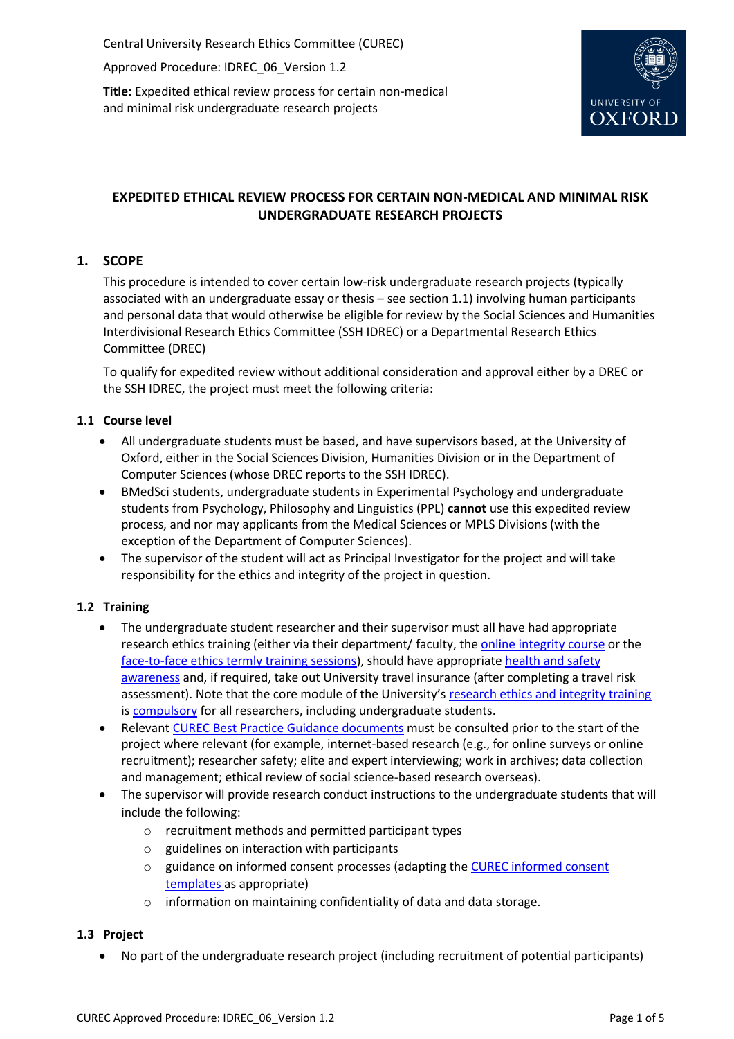Central University Research Ethics Committee (CUREC)

Approved Procedure: IDREC_06_Version 1.2

**Title:** Expedited ethical review process for certain non-medical and minimal risk undergraduate research projects

# EXPEDITED ETHICAL REVIEW PROCESS FOR CERTAIN NON-MEDICAL AND MINIMAL RISK UNDERGRADUATE RESEARCH PROJECTS

## 1. SCOPE

This procedure is intended to cover certain low-risk undergraduate research projects (typically associated with an undergraduate essay or thesis – see section 1.1) involving human participants and personal data that would otherwise be eligible for review by the Social Sciences and Humanities Interdivisional Research Ethics Committee (SSH IDREC) or a Departmental Research Ethics Committee (DREC)

To qualify for expedited review without additional consideration and approval either by a DREC or the SSH IDREC, the project must meet the following criteria:

### 1.1 Course level

- All undergraduate students must be based, and have supervisors based, at the University of Oxford, either in the Social Sciences Division, Humanities Division or in the Department of Computer Sciences (whose DREC reports to the SSH IDREC).
- BMedSci students, undergraduate students in Experimental Psychology and undergraduate students from Psychology, Philosophy and Linguistics (PPL) **cannot** use this expedited review process, and nor may applicants from the Medical Sciences or MPLS Divisions (with the exception of the Department of Computer Sciences).
- The supervisor of the student will act as Principal Investigator for the project and will take responsibility for the ethics and integrity of the project in question.

### 1.2 Training

- The undergraduate student researcher and their supervisor must all have had appropriate research ethics training (either via their department/ faculty, the online integrity course or the face-to-face ethics termly training sessions), should have appropriate health and safety awareness and, if required, take out University travel insurance (after completing a travel risk assessment). Note that the core module of the University's research ethics and integrity training is compulsory for all researchers, including undergraduate students.
- Relevant CUREC Best Practice Guidance documents must be consulted prior to the start of the project where relevant (for example, internet-based research (e.g., for online surveys or online recruitment); researcher safety; elite and expert interviewing; work in archives; data collection and management; ethical review of social science-based research overseas).
- The supervisor will provide research conduct instructions to the undergraduate students that will include the following:
    - recruitment methods and permitted participant types
    - guidelines on interaction with participants
    - guidance on informed consent processes (adapting the CUREC informed consent templates as appropriate)
    - information on maintaining confidentiality of data and data storage.

### 1.3 Project

- No part of the undergraduate research project (including recruitment of potential participants)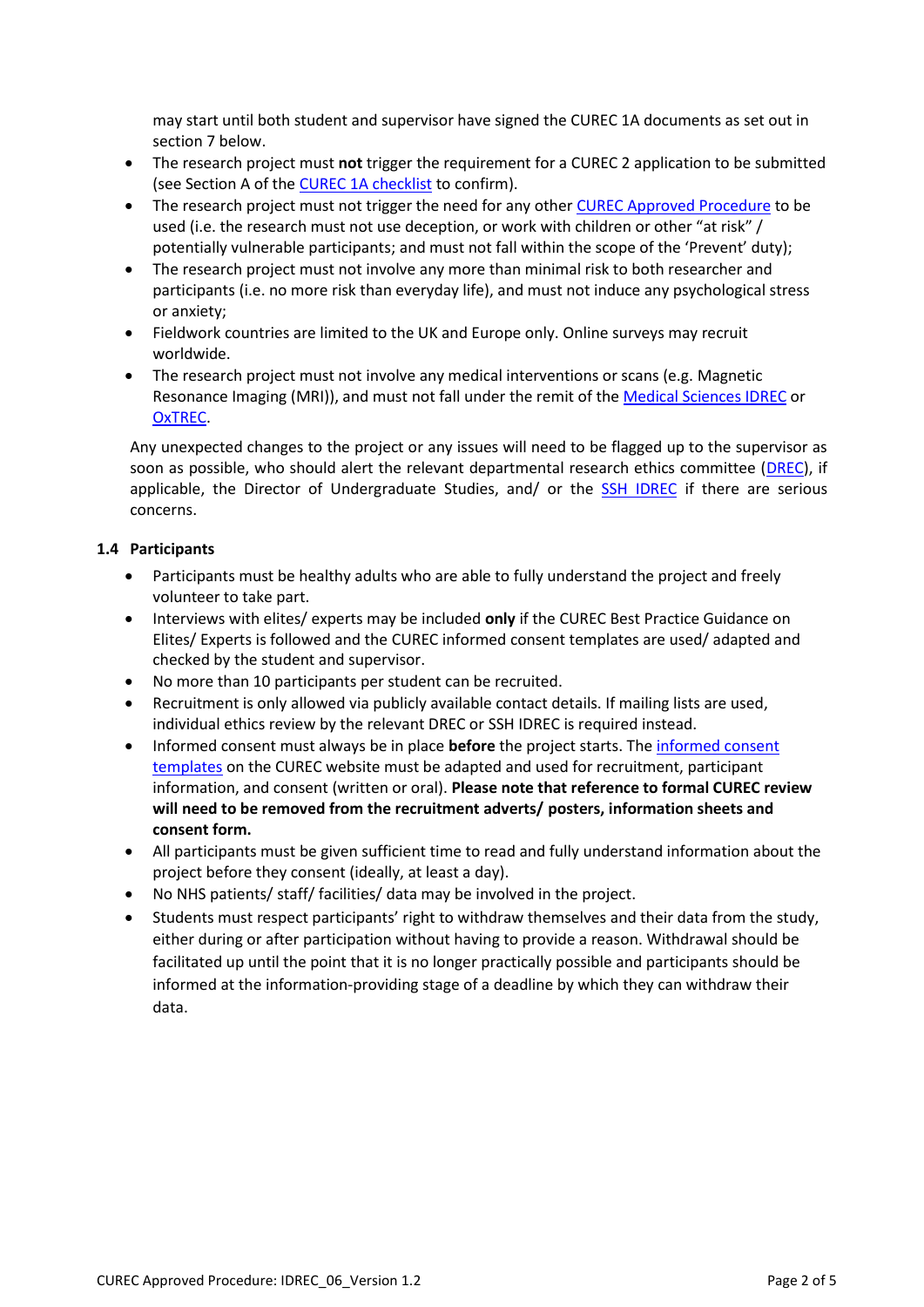may start until both student and supervisor have signed the CUREC 1A documents as set out in section 7 below.

- The research project must **not** trigger the requirement for a CUREC 2 application to be submitted (see Section A of the CUREC 1A checklist to confirm).
- The research project must not trigger the need for any other CUREC Approved Procedure to be used (i.e. the research must not use deception, or work with children or other "at risk" / potentially vulnerable participants; and must not fall within the scope of the 'Prevent' duty);
- The research project must not involve any more than minimal risk to both researcher and participants (i.e. no more risk than everyday life), and must not induce any psychological stress or anxiety;
- Fieldwork countries are limited to the UK and Europe only. Online surveys may recruit worldwide.
- The research project must not involve any medical interventions or scans (e.g. Magnetic Resonance Imaging (MRI)), and must not fall under the remit of the Medical Sciences IDREC or OxTREC.

Any unexpected changes to the project or any issues will need to be flagged up to the supervisor as soon as possible, who should alert the relevant departmental research ethics committee (DREC), if applicable, the Director of Undergraduate Studies, and/ or the SSH IDREC if there are serious concerns.

### 1.4 Participants

- Participants must be healthy adults who are able to fully understand the project and freely volunteer to take part.
- Interviews with elites/ experts may be included **only** if the CUREC Best Practice Guidance on Elites/ Experts is followed and the CUREC informed consent templates are used/ adapted and checked by the student and supervisor.
- No more than 10 participants per student can be recruited.
- Recruitment is only allowed via publicly available contact details. If mailing lists are used, individual ethics review by the relevant DREC or SSH IDREC is required instead.
- Informed consent must always be in place **before** the project starts. The informed consent templates on the CUREC website must be adapted and used for recruitment, participant information, and consent (written or oral). **Please note that reference to formal CUREC review will need to be removed from the recruitment adverts/ posters, information sheets and consent form.**
- All participants must be given sufficient time to read and fully understand information about the project before they consent (ideally, at least a day).
- No NHS patients/ staff/ facilities/ data may be involved in the project.
- Students must respect participants' right to withdraw themselves and their data from the study, either during or after participation without having to provide a reason. Withdrawal should be facilitated up until the point that it is no longer practically possible and participants should be informed at the information-providing stage of a deadline by which they can withdraw their data.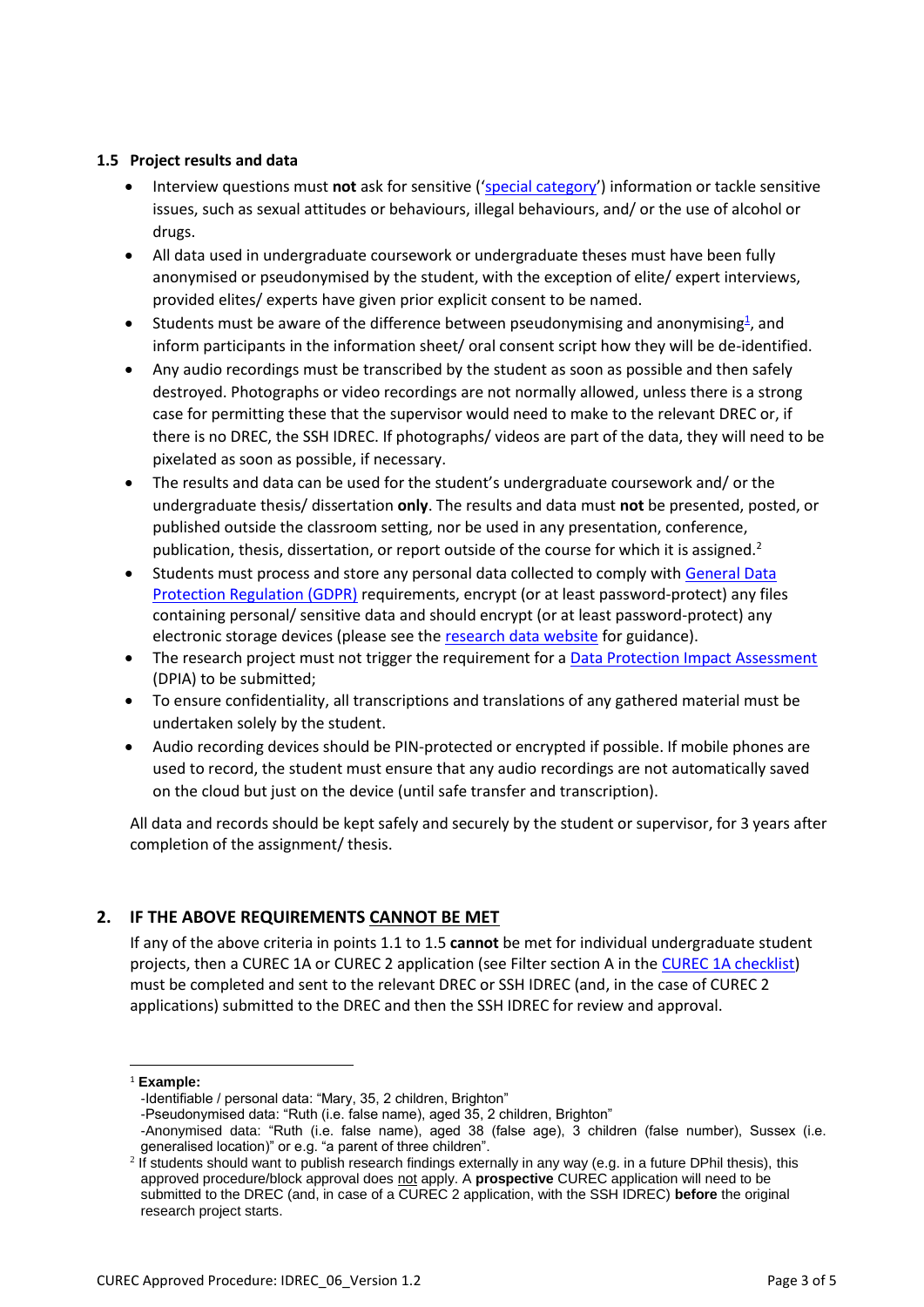### 1.5 Project results and data

- Interview questions must **not** ask for sensitive ('special category') information or tackle sensitive issues, such as sexual attitudes or behaviours, illegal behaviours, and/ or the use of alcohol or drugs.
- All data used in undergraduate coursework or undergraduate theses must have been fully anonymised or pseudonymised by the student, with the exception of elite/ expert interviews, provided elites/ experts have given prior explicit consent to be named.
- Students must be aware of the difference between pseudonymising and anonymising[1], and inform participants in the information sheet/ oral consent script how they will be de-identified.
- Any audio recordings must be transcribed by the student as soon as possible and then safely destroyed. Photographs or video recordings are not normally allowed, unless there is a strong case for permitting these that the supervisor would need to make to the relevant DREC or, if there is no DREC, the SSH IDREC. If photographs/ videos are part of the data, they will need to be pixelated as soon as possible, if necessary.
- The results and data can be used for the student's undergraduate coursework and/ or the undergraduate thesis/ dissertation **only**. The results and data must **not** be presented, posted, or published outside the classroom setting, nor be used in any presentation, conference, publication, thesis, dissertation, or report outside of the course for which it is assigned.[2]
- Students must process and store any personal data collected to comply with General Data Protection Regulation (GDPR) requirements, encrypt (or at least password-protect) any files containing personal/ sensitive data and should encrypt (or at least password-protect) any electronic storage devices (please see the research data website for guidance).
- The research project must not trigger the requirement for a Data Protection Impact Assessment (DPIA) to be submitted;
- To ensure confidentiality, all transcriptions and translations of any gathered material must be undertaken solely by the student.
- Audio recording devices should be PIN-protected or encrypted if possible. If mobile phones are used to record, the student must ensure that any audio recordings are not automatically saved on the cloud but just on the device (until safe transfer and transcription).

All data and records should be kept safely and securely by the student or supervisor, for 3 years after completion of the assignment/ thesis.

## 2. IF THE ABOVE REQUIREMENTS CANNOT BE MET

If any of the above criteria in points 1.1 to 1.5 **cannot** be met for individual undergraduate student projects, then a CUREC 1A or CUREC 2 application (see Filter section A in the CUREC 1A checklist) must be completed and sent to the relevant DREC or SSH IDREC (and, in the case of CUREC 2 applications) submitted to the DREC and then the SSH IDREC for review and approval.

---

[1] **Example:**
-Identifiable / personal data: "Mary, 35, 2 children, Brighton"
-Pseudonymised data: "Ruth (i.e. false name), aged 35, 2 children, Brighton"
-Anonymised data: "Ruth (i.e. false name), aged 38 (false age), 3 children (false number), Sussex (i.e. generalised location)" or e.g. "a parent of three children".

[2] If students should want to publish research findings externally in any way (e.g. in a future DPhil thesis), this approved procedure/block approval does not apply. A **prospective** CUREC application will need to be submitted to the DREC (and, in case of a CUREC 2 application, with the SSH IDREC) **before** the original research project starts.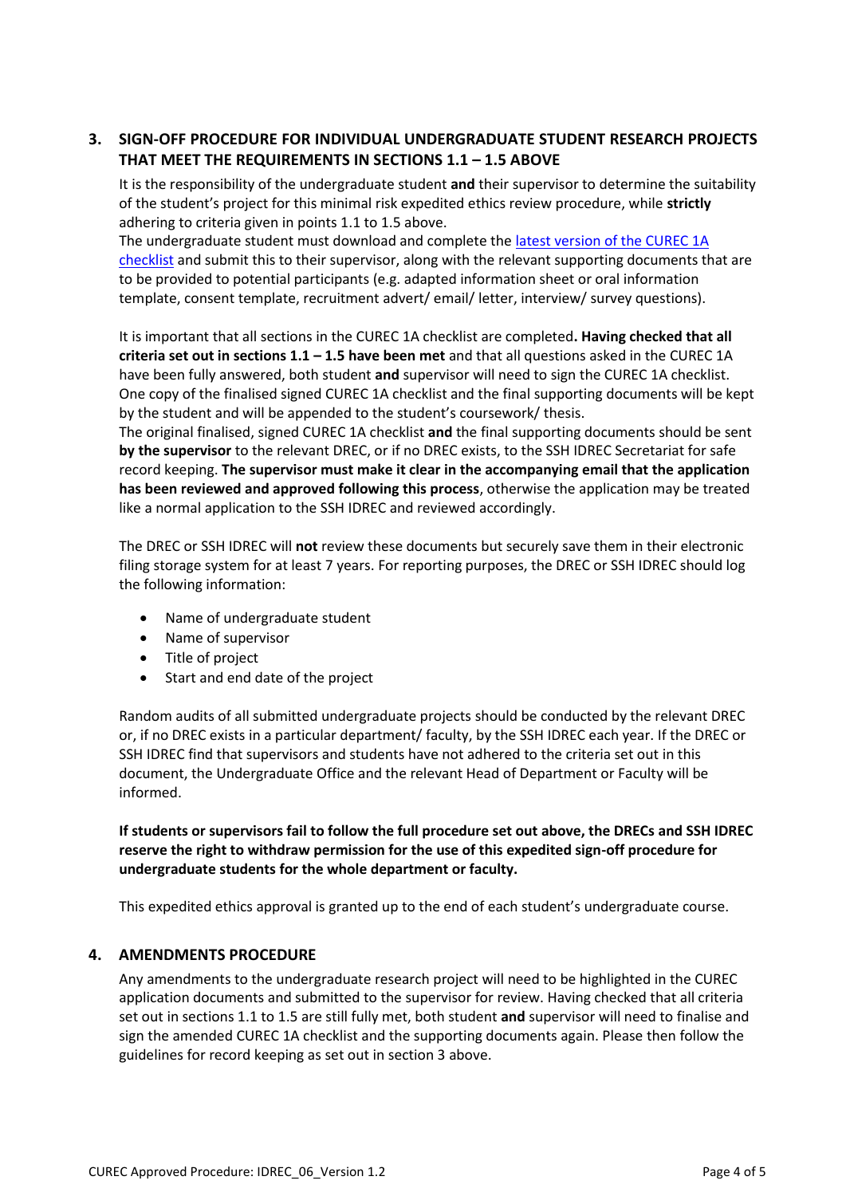## 3. SIGN-OFF PROCEDURE FOR INDIVIDUAL UNDERGRADUATE STUDENT RESEARCH PROJECTS THAT MEET THE REQUIREMENTS IN SECTIONS 1.1 – 1.5 ABOVE

It is the responsibility of the undergraduate student **and** their supervisor to determine the suitability of the student's project for this minimal risk expedited ethics review procedure, while **strictly** adhering to criteria given in points 1.1 to 1.5 above.

The undergraduate student must download and complete the latest version of the CUREC 1A checklist and submit this to their supervisor, along with the relevant supporting documents that are to be provided to potential participants (e.g. adapted information sheet or oral information template, consent template, recruitment advert/ email/ letter, interview/ survey questions).

It is important that all sections in the CUREC 1A checklist are completed**. Having checked that all criteria set out in sections 1.1 – 1.5 have been met** and that all questions asked in the CUREC 1A have been fully answered, both student **and** supervisor will need to sign the CUREC 1A checklist. One copy of the finalised signed CUREC 1A checklist and the final supporting documents will be kept by the student and will be appended to the student's coursework/ thesis.

The original finalised, signed CUREC 1A checklist **and** the final supporting documents should be sent **by the supervisor** to the relevant DREC, or if no DREC exists, to the SSH IDREC Secretariat for safe record keeping. **The supervisor must make it clear in the accompanying email that the application has been reviewed and approved following this process**, otherwise the application may be treated like a normal application to the SSH IDREC and reviewed accordingly.

The DREC or SSH IDREC will **not** review these documents but securely save them in their electronic filing storage system for at least 7 years. For reporting purposes, the DREC or SSH IDREC should log the following information:

- Name of undergraduate student
- Name of supervisor
- Title of project
- Start and end date of the project

Random audits of all submitted undergraduate projects should be conducted by the relevant DREC or, if no DREC exists in a particular department/ faculty, by the SSH IDREC each year. If the DREC or SSH IDREC find that supervisors and students have not adhered to the criteria set out in this document, the Undergraduate Office and the relevant Head of Department or Faculty will be informed.

**If students or supervisors fail to follow the full procedure set out above, the DRECs and SSH IDREC reserve the right to withdraw permission for the use of this expedited sign-off procedure for undergraduate students for the whole department or faculty.**

This expedited ethics approval is granted up to the end of each student's undergraduate course.

## 4. AMENDMENTS PROCEDURE

Any amendments to the undergraduate research project will need to be highlighted in the CUREC application documents and submitted to the supervisor for review. Having checked that all criteria set out in sections 1.1 to 1.5 are still fully met, both student **and** supervisor will need to finalise and sign the amended CUREC 1A checklist and the supporting documents again. Please then follow the guidelines for record keeping as set out in section 3 above.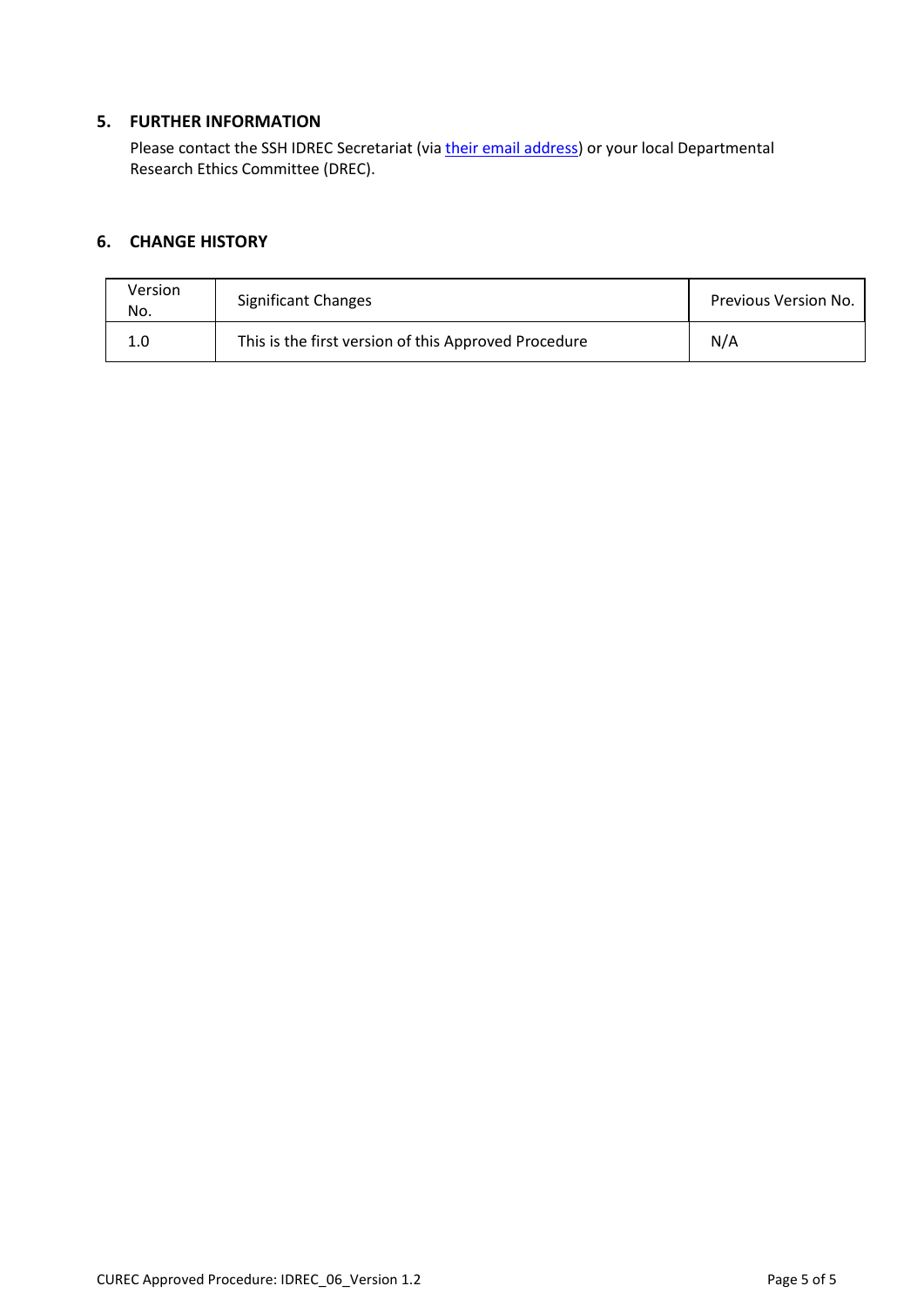## 5. FURTHER INFORMATION

Please contact the SSH IDREC Secretariat (via their email address) or your local Departmental Research Ethics Committee (DREC).

## 6. CHANGE HISTORY

| Version No. | Significant Changes | Previous Version No. |
|---|---|---|
| 1.0 | This is the first version of this Approved Procedure | N/A |